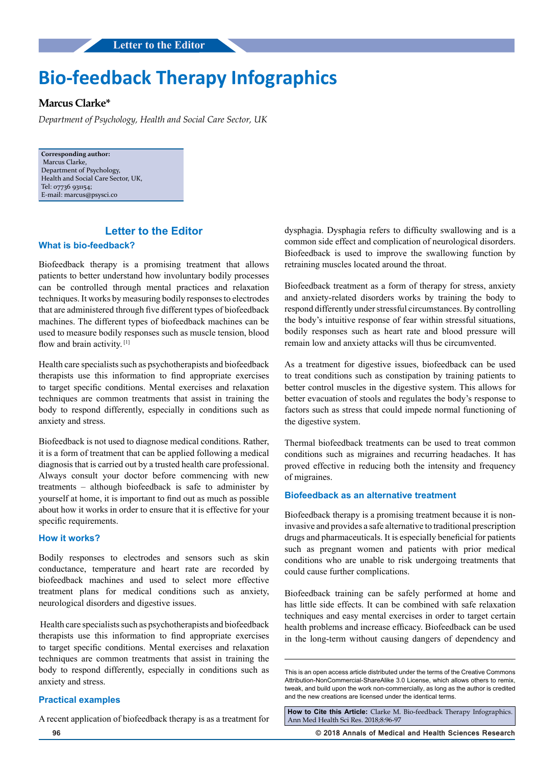Letter to the Editor

# Bio-feedback Therapy Infographics

**Marcus Clarke***

*Department of Psychology, Health and Social Care Sector, UK*

**Corresponding author:**
Marcus Clarke,
Department of Psychology,
Health and Social Care Sector, UK,
Tel: 07736 931154;
E-mail: marcus@psysci.co

## Letter to the Editor

### What is bio-feedback?

Biofeedback therapy is a promising treatment that allows patients to better understand how involuntary bodily processes can be controlled through mental practices and relaxation techniques. It works by measuring bodily responses to electrodes that are administered through five different types of biofeedback machines. The different types of biofeedback machines can be used to measure bodily responses such as muscle tension, blood flow and brain activity. [1]

Health care specialists such as psychotherapists and biofeedback therapists use this information to find appropriate exercises to target specific conditions. Mental exercises and relaxation techniques are common treatments that assist in training the body to respond differently, especially in conditions such as anxiety and stress.

Biofeedback is not used to diagnose medical conditions. Rather, it is a form of treatment that can be applied following a medical diagnosis that is carried out by a trusted health care professional. Always consult your doctor before commencing with new treatments – although biofeedback is safe to administer by yourself at home, it is important to find out as much as possible about how it works in order to ensure that it is effective for your specific requirements.

### How it works?

Bodily responses to electrodes and sensors such as skin conductance, temperature and heart rate are recorded by biofeedback machines and used to select more effective treatment plans for medical conditions such as anxiety, neurological disorders and digestive issues.

Health care specialists such as psychotherapists and biofeedback therapists use this information to find appropriate exercises to target specific conditions. Mental exercises and relaxation techniques are common treatments that assist in training the body to respond differently, especially in conditions such as anxiety and stress.

### Practical examples

A recent application of biofeedback therapy is as a treatment for dysphagia. Dysphagia refers to difficulty swallowing and is a common side effect and complication of neurological disorders. Biofeedback is used to improve the swallowing function by retraining muscles located around the throat.

Biofeedback treatment as a form of therapy for stress, anxiety and anxiety-related disorders works by training the body to respond differently under stressful circumstances. By controlling the body's intuitive response of fear within stressful situations, bodily responses such as heart rate and blood pressure will remain low and anxiety attacks will thus be circumvented.

As a treatment for digestive issues, biofeedback can be used to treat conditions such as constipation by training patients to better control muscles in the digestive system. This allows for better evacuation of stools and regulates the body's response to factors such as stress that could impede normal functioning of the digestive system.

Thermal biofeedback treatments can be used to treat common conditions such as migraines and recurring headaches. It has proved effective in reducing both the intensity and frequency of migraines.

### Biofeedback as an alternative treatment

Biofeedback therapy is a promising treatment because it is non-invasive and provides a safe alternative to traditional prescription drugs and pharmaceuticals. It is especially beneficial for patients such as pregnant women and patients with prior medical conditions who are unable to risk undergoing treatments that could cause further complications.

Biofeedback training can be safely performed at home and has little side effects. It can be combined with safe relaxation techniques and easy mental exercises in order to target certain health problems and increase efficacy. Biofeedback can be used in the long-term without causing dangers of dependency and

This is an open access article distributed under the terms of the Creative Commons Attribution-NonCommercial-ShareAlike 3.0 License, which allows others to remix, tweak, and build upon the work non-commercially, as long as the author is credited and the new creations are licensed under the identical terms.

**How to Cite this Article:** Clarke M. Bio-feedback Therapy Infographics. Ann Med Health Sci Res. 2018;8:96-97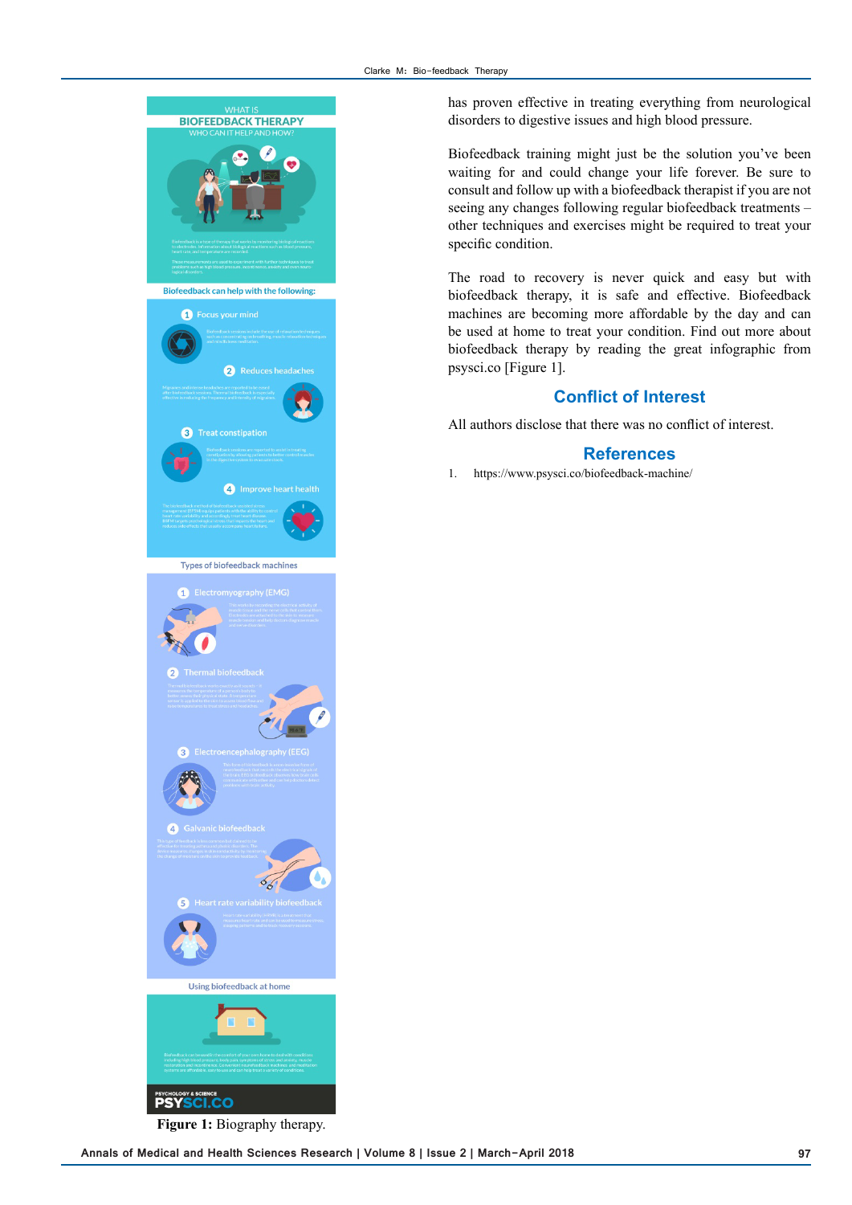has proven effective in treating everything from neurological disorders to digestive issues and high blood pressure.

Biofeedback training might just be the solution you've been waiting for and could change your life forever. Be sure to consult and follow up with a biofeedback therapist if you are not seeing any changes following regular biofeedback treatments – other techniques and exercises might be required to treat your specific condition.

The road to recovery is never quick and easy but with biofeedback therapy, it is safe and effective. Biofeedback machines are becoming more affordable by the day and can be used at home to treat your condition. Find out more about biofeedback therapy by reading the great infographic from psysci.co [Figure 1].

**Figure 1:** Biography therapy.

## Conflict of Interest

All authors disclose that there was no conflict of interest.

## References

1. https://www.psysci.co/biofeedback-machine/